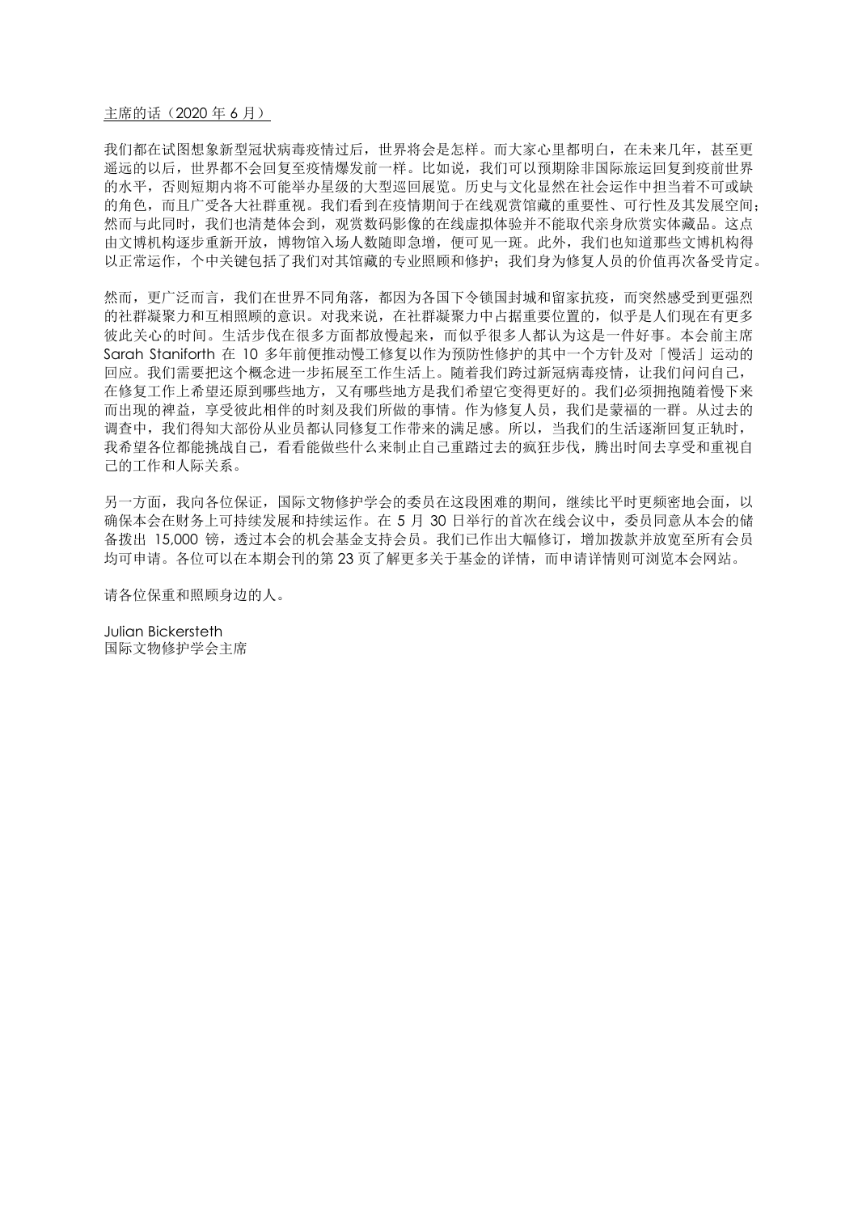主席的话（2020 年 6 月）

我们都在试图想象新型冠状病毒疫情过后，世界将会是怎样。而大家心里都明白，在未来几年，甚至更遥远的以后，世界都不会回复至疫情爆发前一样。比如说，我们可以预期除非国际旅运回复到疫前世界的水平，否则短期内将不可能举办星级的大型巡回展览。历史与文化显然在社会运作中担当着不可或缺的角色，而且广受各大社群重视。我们看到在疫情期间于在线观赏馆藏的重要性、可行性及其发展空间；然而与此同时，我们也清楚体会到，观赏数码影像的在线虚拟体验并不能取代亲身欣赏实体藏品。这点由文博机构逐步重新开放，博物馆入场人数随即急增，便可见一斑。此外，我们也知道那些文博机构得以正常运作，个中关键包括了我们对其馆藏的专业照顾和修护；我们身为修复人员的价值再次备受肯定。

然而，更广泛而言，我们在世界不同角落，都因为各国下令锁国封城和留家抗疫，而突然感受到更强烈的社群凝聚力和互相照顾的意识。对我来说，在社群凝聚力中占据重要位置的，似乎是人们现在有更多彼此关心的时间。生活步伐在很多方面都放慢起来，而似乎很多人都认为这是一件好事。本会前主席 Sarah Staniforth 在 10 多年前便推动慢工修复以作为预防性修护的其中一个方针及对「慢活」运动的回应。我们需要把这个概念进一步拓展至工作生活上。随着我们跨过新冠病毒疫情，让我们问问自己，在修复工作上希望还原到哪些地方，又有哪些地方是我们希望它变得更好的。我们必须拥抱随着慢下来而出现的裨益，享受彼此相伴的时刻及我们所做的事情。作为修复人员，我们是蒙福的一群。从过去的调查中，我们得知大部份从业员都认同修复工作带来的满足感。所以，当我们的生活逐渐回复正轨时，我希望各位都能挑战自己，看看能做些什么来制止自己重踏过去的疯狂步伐，腾出时间去享受和重视自己的工作和人际关系。

另一方面，我向各位保证，国际文物修护学会的委员在这段困难的期间，继续比平时更频密地会面，以确保本会在财务上可持续发展和持续运作。在 5 月 30 日举行的首次在线会议中，委员同意从本会的储备拨出 15,000 镑，透过本会的机会基金支持会员。我们已作出大幅修订，增加拨款并放宽至所有会员均可申请。各位可以在本期会刊的第 23 页了解更多关于基金的详情，而申请详情则可浏览本会网站。

请各位保重和照顾身边的人。

Julian Bickersteth
国际文物修护学会主席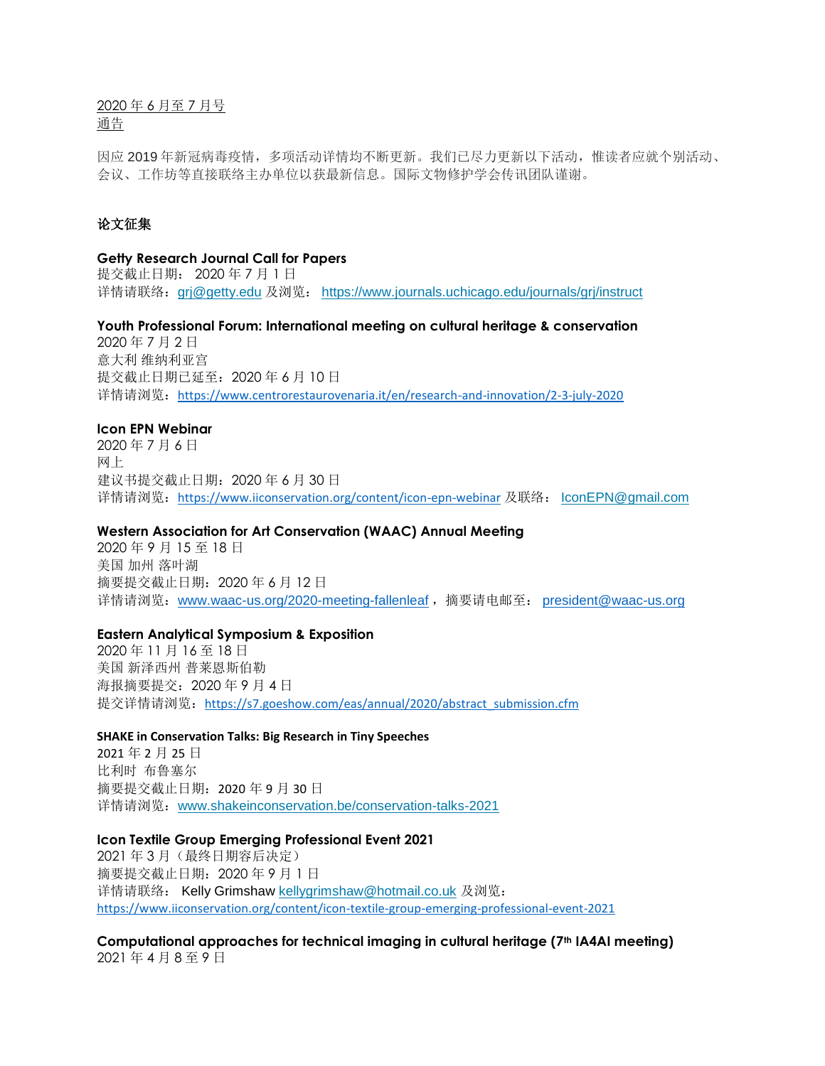2020 年 6 月至 7 月号
通告

因应 2019 年新冠病毒疫情，多项活动详情均不断更新。我们已尽力更新以下活动，惟读者应就个别活动、会议、工作坊等直接联络主办单位以获最新信息。国际文物修护学会传讯团队谨谢。

## 论文征集

**Getty Research Journal Call for Papers**
提交截止日期： 2020 年 7 月 1 日
详情请联络：grj@getty.edu 及浏览： https://www.journals.uchicago.edu/journals/grj/instruct

**Youth Professional Forum: International meeting on cultural heritage & conservation**
2020 年 7 月 2 日
意大利 维纳利亚宫
提交截止日期已延至：2020 年 6 月 10 日
详情请浏览：https://www.centrorestaurovenaria.it/en/research-and-innovation/2-3-july-2020

**Icon EPN Webinar**
2020 年 7 月 6 日
网上
建议书提交截止日期：2020 年 6 月 30 日
详情请浏览：https://www.iiconservation.org/content/icon-epn-webinar 及联络： IconEPN@gmail.com

**Western Association for Art Conservation (WAAC) Annual Meeting**
2020 年 9 月 15 至 18 日
美国 加州 落叶湖
摘要提交截止日期：2020 年 6 月 12 日
详情请浏览：www.waac-us.org/2020-meeting-fallenleaf， 摘要请电邮至： president@waac-us.org

**Eastern Analytical Symposium & Exposition**
2020 年 11 月 16 至 18 日
美国 新泽西州 普莱恩斯伯勒
海报摘要提交：2020 年 9 月 4 日
提交详情请浏览：https://s7.goeshow.com/eas/annual/2020/abstract_submission.cfm

**SHAKE in Conservation Talks: Big Research in Tiny Speeches**
2021 年 2 月 25 日
比利时 布鲁塞尔
摘要提交截止日期：2020 年 9 月 30 日
详情请浏览：www.shakeinconservation.be/conservation-talks-2021

**Icon Textile Group Emerging Professional Event 2021**
2021 年 3 月（最终日期容后决定）
摘要提交截止日期：2020 年 9 月 1 日
详情请联络： Kelly Grimshaw kellygrimshaw@hotmail.co.uk 及浏览：
https://www.iiconservation.org/content/icon-textile-group-emerging-professional-event-2021

**Computational approaches for technical imaging in cultural heritage (7th IA4AI meeting)**
2021 年 4 月 8 至 9 日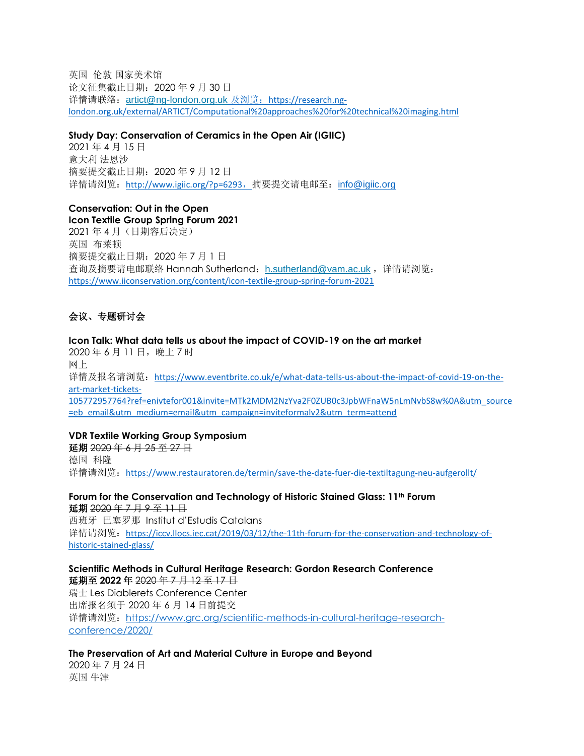英国 伦敦 国家美术馆
论文征集截止日期：2020 年 9 月 30 日
详情请联络：artict@ng-london.org.uk 及浏览：https://research.ng-london.org.uk/external/ARTICT/Computational%20approaches%20for%20technical%20imaging.html

**Study Day: Conservation of Ceramics in the Open Air (IGIIC)**
2021 年 4 月 15 日
意大利 法恩沙
摘要提交截止日期：2020 年 9 月 12 日
详情请浏览：http://www.igiic.org/?p=6293，摘要提交请电邮至：info@igiic.org

**Conservation: Out in the Open**
**Icon Textile Group Spring Forum 2021**
2021 年 4 月（日期容后决定）
英国 布莱顿
摘要提交截止日期：2020 年 7 月 1 日
查询及摘要请电邮联络 Hannah Sutherland：h.sutherland@vam.ac.uk，详情请浏览：https://www.iiconservation.org/content/icon-textile-group-spring-forum-2021

## 会议、专题研讨会

**Icon Talk: What data tells us about the impact of COVID-19 on the art market**
2020 年 6 月 11 日，晚上 7 时
网上
详情及报名请浏览：https://www.eventbrite.co.uk/e/what-data-tells-us-about-the-impact-of-covid-19-on-the-art-market-tickets-105772957764?ref=enivtefor001&invite=MTk2MDM2NzYva2F0ZUB0c3JpbWFnaW5nLmNvbS8w%0A&utm_source=eb_email&utm_medium=email&utm_campaign=inviteformalv2&utm_term=attend

**VDR Textile Working Group Symposium**
**延期** ~~2020 年 6 月 25 至 27 日~~
德国 科隆
详情请浏览：https://www.restauratoren.de/termin/save-the-date-fuer-die-textiltagung-neu-aufgerollt/

**Forum for the Conservation and Technology of Historic Stained Glass: 11th Forum**
**延期** ~~2020 年 7 月 9 至 11 日~~
西班牙 巴塞罗那 Institut d'Estudis Catalans
详情请浏览：https://iccv.llocs.iec.cat/2019/03/12/the-11th-forum-for-the-conservation-and-technology-of-historic-stained-glass/

**Scientific Methods in Cultural Heritage Research: Gordon Research Conference**
**延期至 2022 年** ~~2020 年 7 月 12 至 17 日~~
瑞士 Les Diablerets Conference Center
出席报名须于 2020 年 6 月 14 日前提交
详情请浏览：https://www.grc.org/scientific-methods-in-cultural-heritage-research-conference/2020/

**The Preservation of Art and Material Culture in Europe and Beyond**
2020 年 7 月 24 日
英国 牛津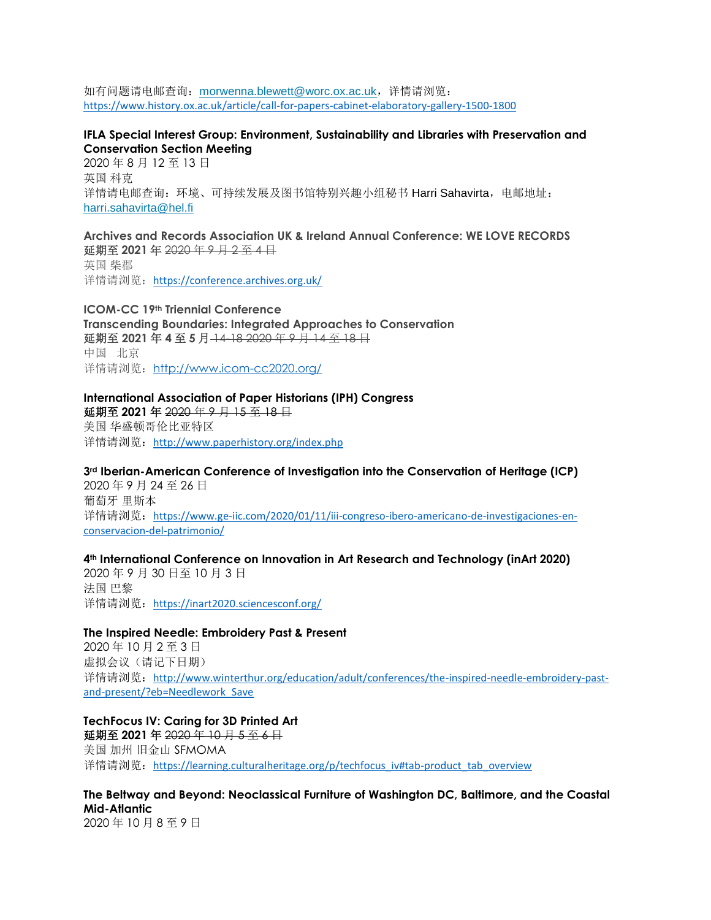如有问题请电邮查询：morwenna.blewett@worc.ox.ac.uk，详情请浏览：
https://www.history.ox.ac.uk/article/call-for-papers-cabinet-elaboratory-gallery-1500-1800

**IFLA Special Interest Group: Environment, Sustainability and Libraries with Preservation and Conservation Section Meeting**
2020 年 8 月 12 至 13 日
英国 科克
详情请电邮查询：环境、可持续发展及图书馆特别兴趣小组秘书 Harri Sahavirta，电邮地址：
harri.sahavirta@hel.fi

**Archives and Records Association UK & Ireland Annual Conference: WE LOVE RECORDS**
**延期至 2021 年** ~~2020 年 9 月 2 至 4 日~~
英国 柴郡
详情请浏览：https://conference.archives.org.uk/

**ICOM-CC 19th Triennial Conference**
**Transcending Boundaries: Integrated Approaches to Conservation**
**延期至 2021 年 4 至 5 月** ~~14-18 2020 年 9 月 14 至 18 日~~
中国　北京
详情请浏览：http://www.icom-cc2020.org/

**International Association of Paper Historians (IPH) Congress**
**延期至 2021 年** ~~2020 年 9 月 15 至 18 日~~
美国 华盛顿哥伦比亚特区
详情请浏览：http://www.paperhistory.org/index.php

**3rd Iberian-American Conference of Investigation into the Conservation of Heritage (ICP)**
2020 年 9 月 24 至 26 日
葡萄牙 里斯本
详情请浏览：https://www.ge-iic.com/2020/01/11/iii-congreso-ibero-americano-de-investigaciones-en-conservacion-del-patrimonio/

**4th International Conference on Innovation in Art Research and Technology (inArt 2020)**
2020 年 9 月 30 日至 10 月 3 日
法国 巴黎
详情请浏览：https://inart2020.sciencesconf.org/

**The Inspired Needle: Embroidery Past & Present**
2020 年 10 月 2 至 3 日
虚拟会议（请记下日期）
详情请浏览：http://www.winterthur.org/education/adult/conferences/the-inspired-needle-embroidery-past-and-present/?eb=Needlework_Save

**TechFocus IV: Caring for 3D Printed Art**
**延期至 2021 年** ~~2020 年 10 月 5 至 6 日~~
美国 加州 旧金山 SFMOMA
详情请浏览：https://learning.culturalheritage.org/p/techfocus_iv#tab-product_tab_overview

**The Beltway and Beyond: Neoclassical Furniture of Washington DC, Baltimore, and the Coastal Mid-Atlantic**
2020 年 10 月 8 至 9 日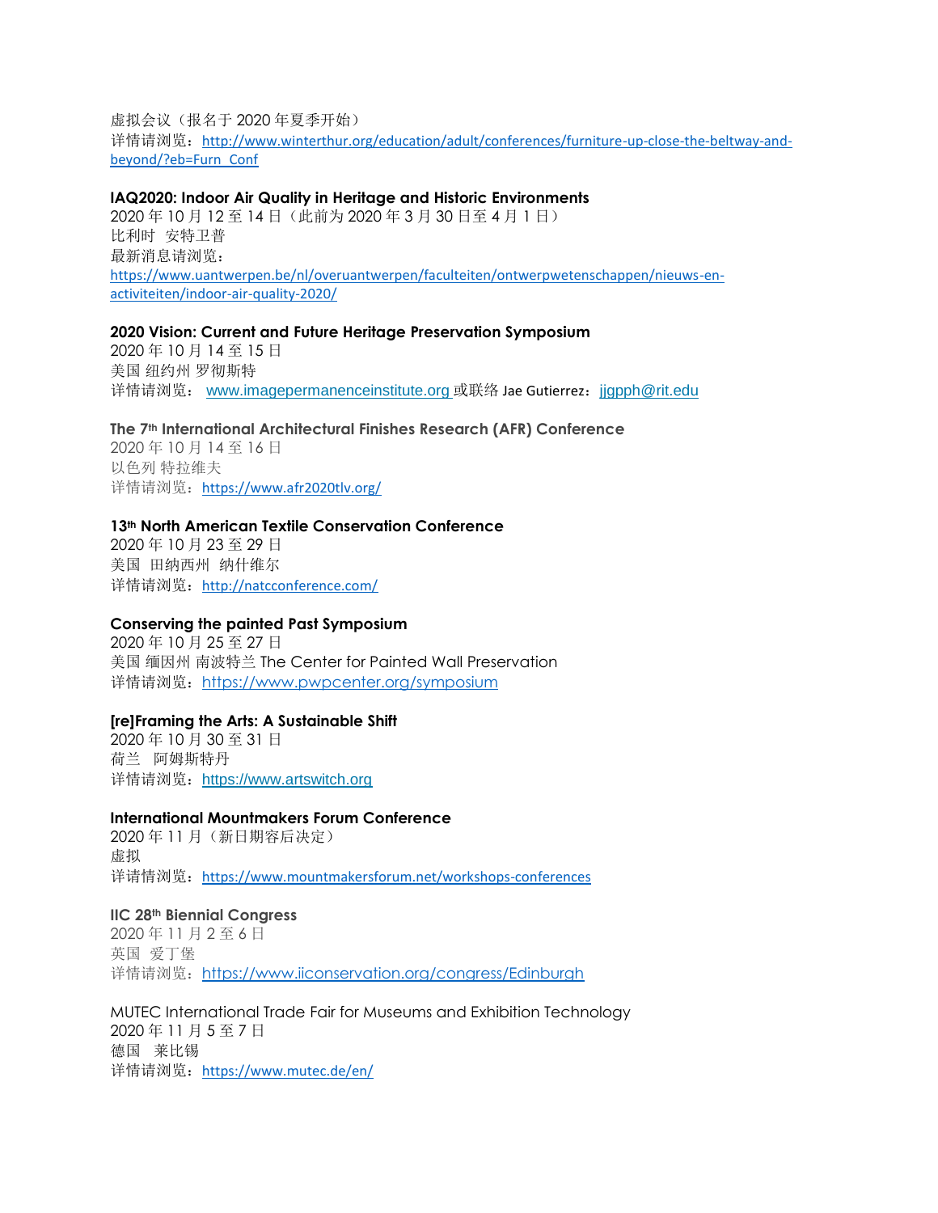虚拟会议（报名于 2020 年夏季开始）
详情请浏览：http://www.winterthur.org/education/adult/conferences/furniture-up-close-the-beltway-and-beyond/?eb=Furn_Conf

**IAQ2020: Indoor Air Quality in Heritage and Historic Environments**
2020 年 10 月 12 至 14 日（此前为 2020 年 3 月 30 日至 4 月 1 日）
比利时 安特卫普
最新消息请浏览：
https://www.uantwerpen.be/nl/overuantwerpen/faculteiten/ontwerpwetenschappen/nieuws-en-activiteiten/indoor-air-quality-2020/

**2020 Vision: Current and Future Heritage Preservation Symposium**
2020 年 10 月 14 至 15 日
美国 纽约州 罗彻斯特
详情请浏览： www.imagepermanenceinstitute.org 或联络 Jae Gutierrez：jjgpph@rit.edu

**The 7th International Architectural Finishes Research (AFR) Conference**
2020 年 10 月 14 至 16 日
以色列 特拉维夫
详情请浏览：https://www.afr2020tlv.org/

**13th North American Textile Conservation Conference**
2020 年 10 月 23 至 29 日
美国 田纳西州 纳什维尔
详情请浏览：http://natcconference.com/

**Conserving the painted Past Symposium**
2020 年 10 月 25 至 27 日
美国 缅因州 南波特兰 The Center for Painted Wall Preservation
详情请浏览：https://www.pwpcenter.org/symposium

**[re]Framing the Arts: A Sustainable Shift**
2020 年 10 月 30 至 31 日
荷兰 阿姆斯特丹
详情请浏览：https://www.artswitch.org

**International Mountmakers Forum Conference**
2020 年 11 月（新日期容后决定）
虚拟
详情请浏览：https://www.mountmakersforum.net/workshops-conferences

**IIC 28th Biennial Congress**
2020 年 11 月 2 至 6 日
英国 爱丁堡
详情请浏览：https://www.iiconservation.org/congress/Edinburgh

MUTEC International Trade Fair for Museums and Exhibition Technology
2020 年 11 月 5 至 7 日
德国 莱比锡
详情请浏览：https://www.mutec.de/en/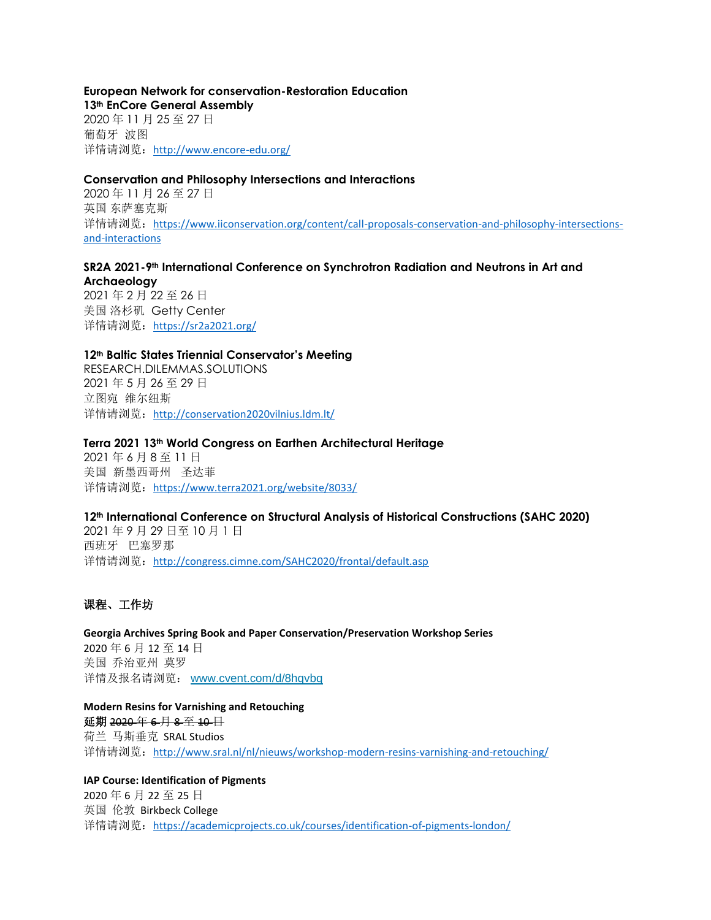**European Network for conservation-Restoration Education**
**13th EnCore General Assembly**
2020 年 11 月 25 至 27 日
葡萄牙 波图
详情请浏览：http://www.encore-edu.org/

**Conservation and Philosophy Intersections and Interactions**
2020 年 11 月 26 至 27 日
英国 东萨塞克斯
详情请浏览：https://www.iiconservation.org/content/call-proposals-conservation-and-philosophy-intersections-and-interactions

**SR2A 2021-9th International Conference on Synchrotron Radiation and Neutrons in Art and Archaeology**
2021 年 2 月 22 至 26 日
美国 洛杉矶 Getty Center
详情请浏览：https://sr2a2021.org/

**12th Baltic States Triennial Conservator's Meeting**
RESEARCH.DILEMMAS.SOLUTIONS
2021 年 5 月 26 至 29 日
立图宛 维尔纽斯
详情请浏览：http://conservation2020vilnius.ldm.lt/

**Terra 2021 13th World Congress on Earthen Architectural Heritage**
2021 年 6 月 8 至 11 日
美国 新墨西哥州 圣达菲
详情请浏览：https://www.terra2021.org/website/8033/

**12th International Conference on Structural Analysis of Historical Constructions (SAHC 2020)**
2021 年 9 月 29 日至 10 月 1 日
西班牙 巴塞罗那
详情请浏览：http://congress.cimne.com/SAHC2020/frontal/default.asp

## 课程、工作坊

**Georgia Archives Spring Book and Paper Conservation/Preservation Workshop Series**
2020 年 6 月 12 至 14 日
美国 乔治亚州 莫罗
详情及报名请浏览：www.cvent.com/d/8hqvbq

**Modern Resins for Varnishing and Retouching**
**延期** ~~2020 年 6 月 8 至 10 日~~
荷兰 马斯垂克 SRAL Studios
详情请浏览：http://www.sral.nl/nl/nieuws/workshop-modern-resins-varnishing-and-retouching/

**IAP Course: Identification of Pigments**
2020 年 6 月 22 至 25 日
英国 伦敦 Birkbeck College
详情请浏览：https://academicprojects.co.uk/courses/identification-of-pigments-london/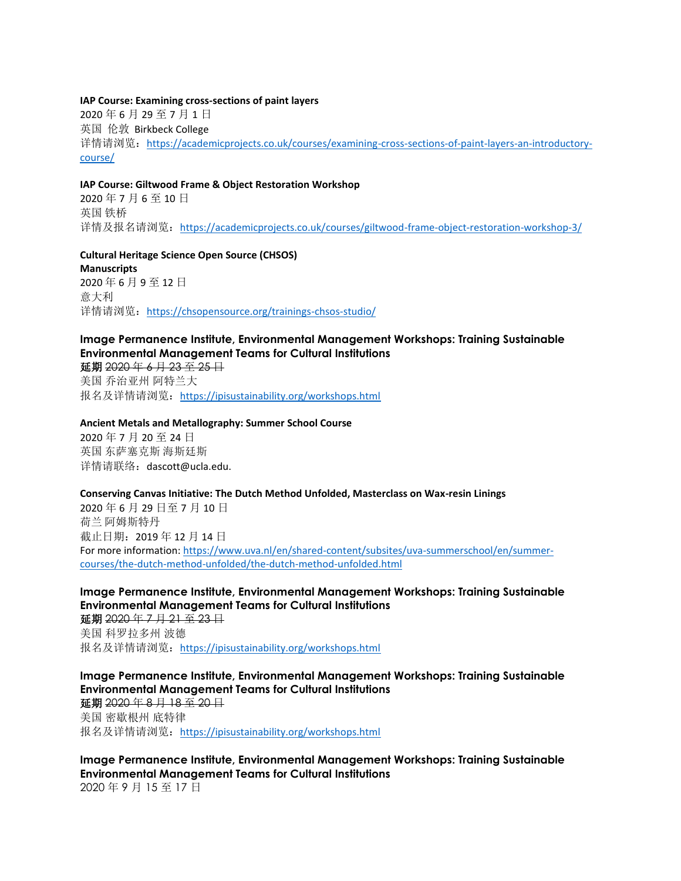**IAP Course: Examining cross-sections of paint layers**
2020 年 6 月 29 至 7 月 1 日
英国 伦敦 Birkbeck College
详情请浏览：https://academicprojects.co.uk/courses/examining-cross-sections-of-paint-layers-an-introductory-course/

**IAP Course: Giltwood Frame & Object Restoration Workshop**
2020 年 7 月 6 至 10 日
英国 铁桥
详情及报名请浏览：https://academicprojects.co.uk/courses/giltwood-frame-object-restoration-workshop-3/

**Cultural Heritage Science Open Source (CHSOS)**
**Manuscripts**
2020 年 6 月 9 至 12 日
意大利
详情请浏览：https://chsopensource.org/trainings-chsos-studio/

**Image Permanence Institute, Environmental Management Workshops: Training Sustainable Environmental Management Teams for Cultural Institutions**
**延期** ~~2020 年 6 月 23 至 25 日~~
美国 乔治亚州 阿特兰大
报名及详情请浏览：https://ipisustainability.org/workshops.html

**Ancient Metals and Metallography: Summer School Course**
2020 年 7 月 20 至 24 日
英国 东萨塞克斯 海斯廷斯
详情请联络：dascott@ucla.edu.

**Conserving Canvas Initiative: The Dutch Method Unfolded, Masterclass on Wax-resin Linings**
2020 年 6 月 29 日至 7 月 10 日
荷兰 阿姆斯特丹
截止日期：2019 年 12 月 14 日
For more information: https://www.uva.nl/en/shared-content/subsites/uva-summerschool/en/summer-courses/the-dutch-method-unfolded/the-dutch-method-unfolded.html

**Image Permanence Institute, Environmental Management Workshops: Training Sustainable Environmental Management Teams for Cultural Institutions**
**延期** ~~2020 年 7 月 21 至 23 日~~
美国 科罗拉多州 波德
报名及详情请浏览：https://ipisustainability.org/workshops.html

**Image Permanence Institute, Environmental Management Workshops: Training Sustainable Environmental Management Teams for Cultural Institutions**
**延期** ~~2020 年 8 月 18 至 20 日~~
美国 密歇根州 底特律
报名及详情请浏览：https://ipisustainability.org/workshops.html

**Image Permanence Institute, Environmental Management Workshops: Training Sustainable Environmental Management Teams for Cultural Institutions**
2020 年 9 月 15 至 17 日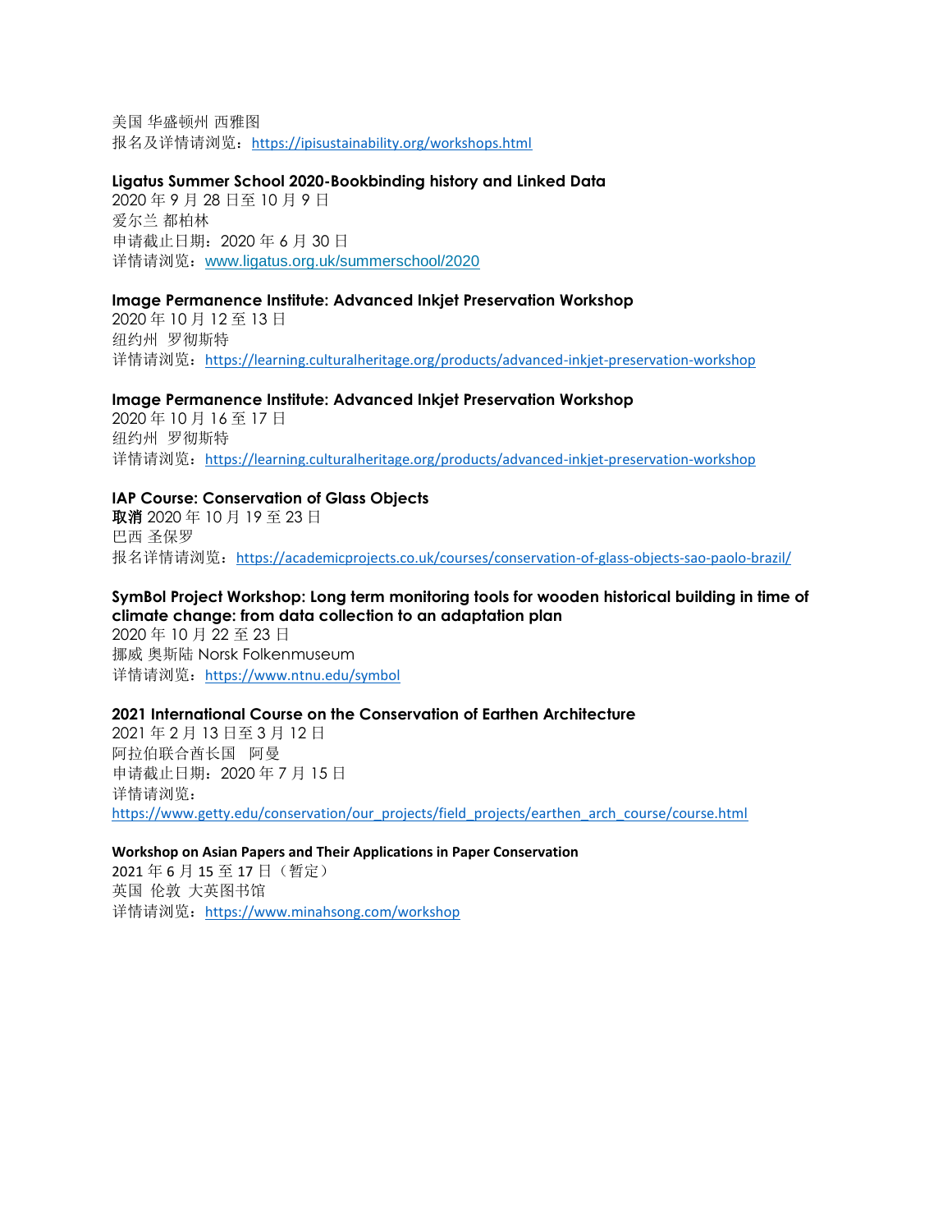美国 华盛顿州 西雅图

报名及详情请浏览：https://ipisustainability.org/workshops.html

**Ligatus Summer School 2020-Bookbinding history and Linked Data**

2020 年 9 月 28 日至 10 月 9 日

爱尔兰 都柏林

申请截止日期：2020 年 6 月 30 日

详情请浏览：www.ligatus.org.uk/summerschool/2020

**Image Permanence Institute: Advanced Inkjet Preservation Workshop**

2020 年 10 月 12 至 13 日

纽约州 罗彻斯特

详情请浏览：https://learning.culturalheritage.org/products/advanced-inkjet-preservation-workshop

**Image Permanence Institute: Advanced Inkjet Preservation Workshop**

2020 年 10 月 16 至 17 日

纽约州 罗彻斯特

详情请浏览：https://learning.culturalheritage.org/products/advanced-inkjet-preservation-workshop

**IAP Course: Conservation of Glass Objects**

**取消** 2020 年 10 月 19 至 23 日

巴西 圣保罗

报名详情请浏览：https://academicprojects.co.uk/courses/conservation-of-glass-objects-sao-paolo-brazil/

**SymBol Project Workshop: Long term monitoring tools for wooden historical building in time of climate change: from data collection to an adaptation plan**

2020 年 10 月 22 至 23 日

挪威 奥斯陆 Norsk Folkenmuseum

详情请浏览：https://www.ntnu.edu/symbol

**2021 International Course on the Conservation of Earthen Architecture**

2021 年 2 月 13 日至 3 月 12 日

阿拉伯联合酋长国　阿曼

申请截止日期：2020 年 7 月 15 日

详情请浏览：

https://www.getty.edu/conservation/our_projects/field_projects/earthen_arch_course/course.html

**Workshop on Asian Papers and Their Applications in Paper Conservation**

2021 年 6 月 15 至 17 日（暂定）

英国 伦敦 大英图书馆

详情请浏览：https://www.minahsong.com/workshop